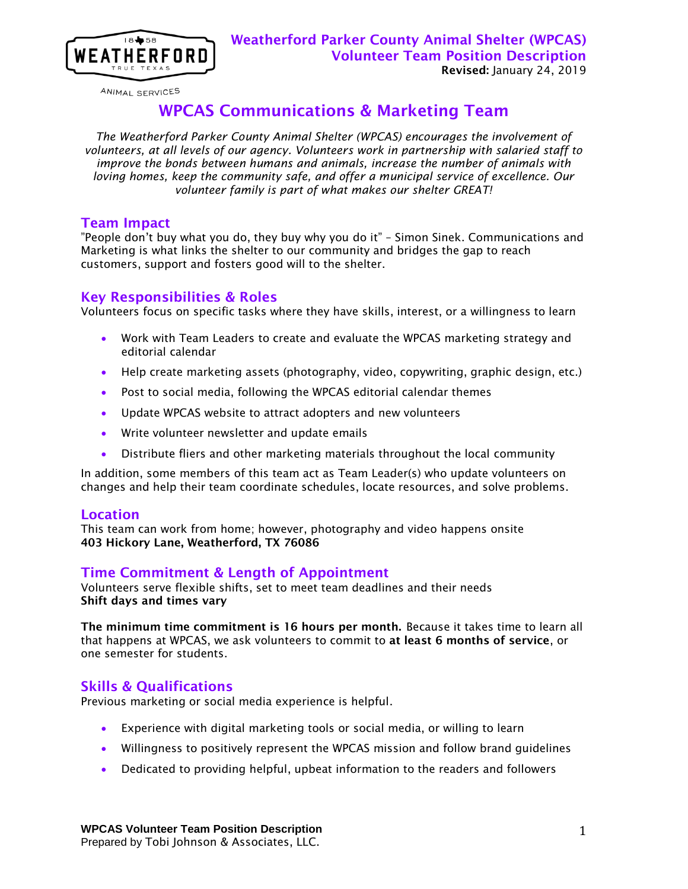# Weatherford Parker County Animal Shelter (WPCAS)
## Volunteer Team Position Description

**Revised:** January 24, 2019

## WPCAS Communications & Marketing Team

*The Weatherford Parker County Animal Shelter (WPCAS) encourages the involvement of volunteers, at all levels of our agency. Volunteers work in partnership with salaried staff to improve the bonds between humans and animals, increase the number of animals with loving homes, keep the community safe, and offer a municipal service of excellence. Our volunteer family is part of what makes our shelter GREAT!*

### Team Impact

"People don't buy what you do, they buy why you do it" – Simon Sinek. Communications and Marketing is what links the shelter to our community and bridges the gap to reach customers, support and fosters good will to the shelter.

### Key Responsibilities & Roles

Volunteers focus on specific tasks where they have skills, interest, or a willingness to learn

- Work with Team Leaders to create and evaluate the WPCAS marketing strategy and editorial calendar
- Help create marketing assets (photography, video, copywriting, graphic design, etc.)
- Post to social media, following the WPCAS editorial calendar themes
- Update WPCAS website to attract adopters and new volunteers
- Write volunteer newsletter and update emails
- Distribute fliers and other marketing materials throughout the local community

In addition, some members of this team act as Team Leader(s) who update volunteers on changes and help their team coordinate schedules, locate resources, and solve problems.

### Location

This team can work from home; however, photography and video happens onsite
**403 Hickory Lane, Weatherford, TX 76086**

### Time Commitment & Length of Appointment

Volunteers serve flexible shifts, set to meet team deadlines and their needs
**Shift days and times vary**

**The minimum time commitment is 16 hours per month.** Because it takes time to learn all that happens at WPCAS, we ask volunteers to commit to **at least 6 months of service**, or one semester for students.

### Skills & Qualifications

Previous marketing or social media experience is helpful.

- Experience with digital marketing tools or social media, or willing to learn
- Willingness to positively represent the WPCAS mission and follow brand guidelines
- Dedicated to providing helpful, upbeat information to the readers and followers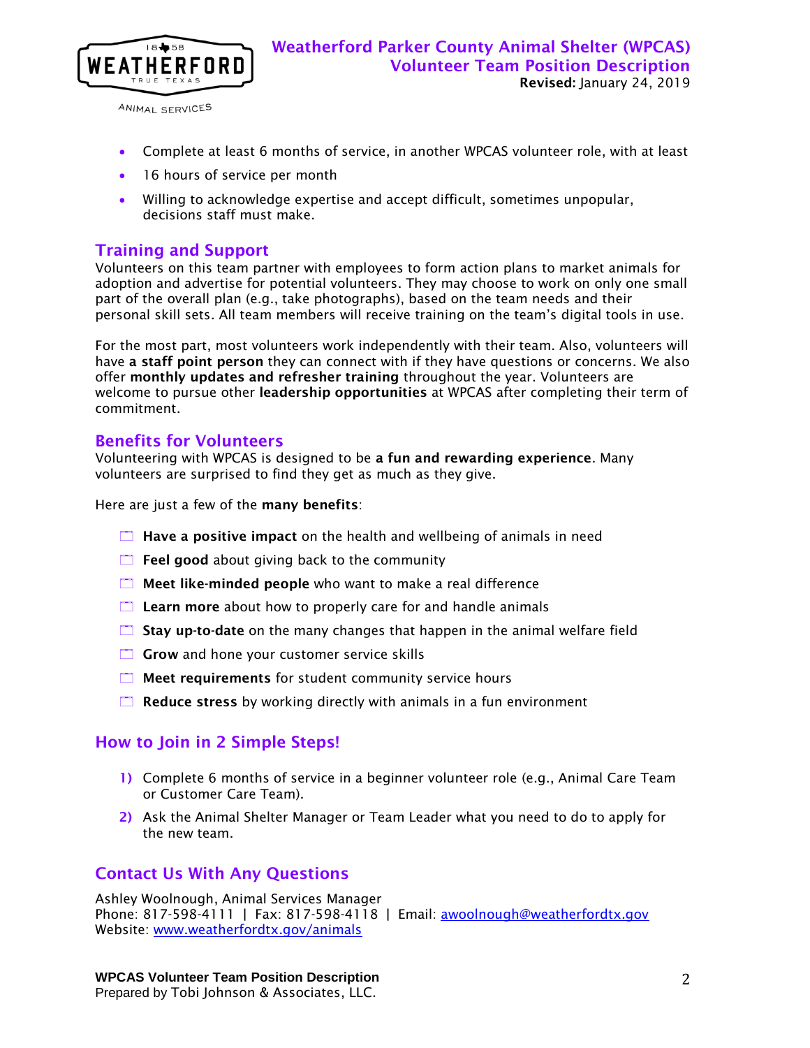- Complete at least 6 months of service, in another WPCAS volunteer role, with at least
- 16 hours of service per month
- Willing to acknowledge expertise and accept difficult, sometimes unpopular, decisions staff must make.

## Training and Support

Volunteers on this team partner with employees to form action plans to market animals for adoption and advertise for potential volunteers. They may choose to work on only one small part of the overall plan (e.g., take photographs), based on the team needs and their personal skill sets. All team members will receive training on the team's digital tools in use.

For the most part, most volunteers work independently with their team. Also, volunteers will have **a staff point person** they can connect with if they have questions or concerns. We also offer **monthly updates and refresher training** throughout the year. Volunteers are welcome to pursue other **leadership opportunities** at WPCAS after completing their term of commitment.

## Benefits for Volunteers

Volunteering with WPCAS is designed to be **a fun and rewarding experience**. Many volunteers are surprised to find they get as much as they give.

Here are just a few of the **many benefits**:

- **Have a positive impact** on the health and wellbeing of animals in need
- **Feel good** about giving back to the community
- **Meet like-minded people** who want to make a real difference
- **Learn more** about how to properly care for and handle animals
- **Stay up-to-date** on the many changes that happen in the animal welfare field
- **Grow** and hone your customer service skills
- **Meet requirements** for student community service hours
- **Reduce stress** by working directly with animals in a fun environment

## How to Join in 2 Simple Steps!

1) Complete 6 months of service in a beginner volunteer role (e.g., Animal Care Team or Customer Care Team).
2) Ask the Animal Shelter Manager or Team Leader what you need to do to apply for the new team.

## Contact Us With Any Questions

Ashley Woolnough, Animal Services Manager
Phone: 817-598-4111 | Fax: 817-598-4118 | Email: awoolnough@weatherfordtx.gov
Website: www.weatherfordtx.gov/animals